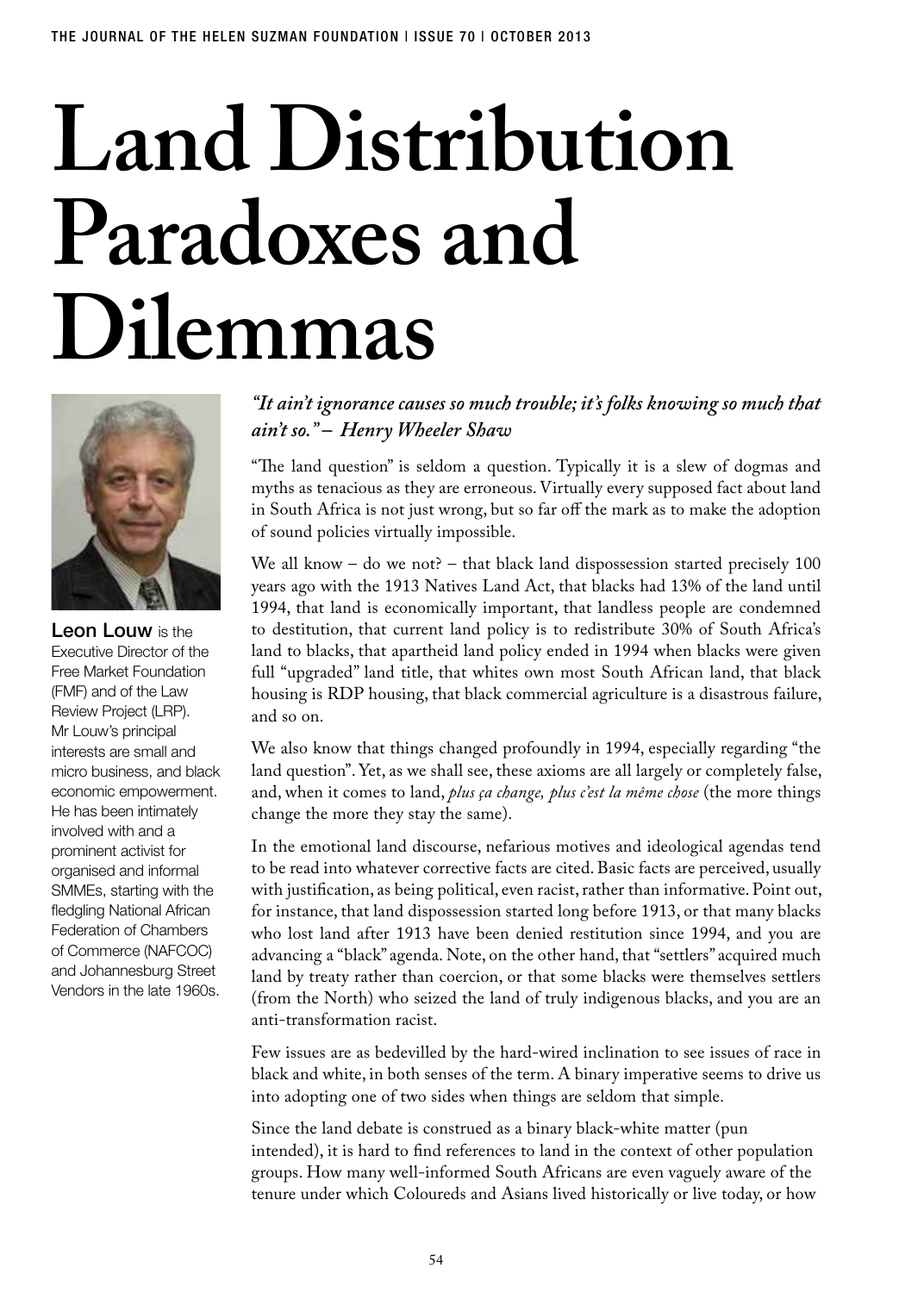# Land Distribution Paradoxes and Dilemmas

**Leon Louw** is the Executive Director of the Free Market Foundation (FMF) and of the Law Review Project (LRP). Mr Louw's principal interests are small and micro business, and black economic empowerment. He has been intimately involved with and a prominent activist for organised and informal SMMEs, starting with the fledgling National African Federation of Chambers of Commerce (NAFCOC) and Johannesburg Street Vendors in the late 1960s.

*"It ain't ignorance causes so much trouble; it's folks knowing so much that ain't so." – Henry Wheeler Shaw*

"The land question" is seldom a question. Typically it is a slew of dogmas and myths as tenacious as they are erroneous. Virtually every supposed fact about land in South Africa is not just wrong, but so far off the mark as to make the adoption of sound policies virtually impossible.

We all know – do we not? – that black land dispossession started precisely 100 years ago with the 1913 Natives Land Act, that blacks had 13% of the land until 1994, that land is economically important, that landless people are condemned to destitution, that current land policy is to redistribute 30% of South Africa's land to blacks, that apartheid land policy ended in 1994 when blacks were given full "upgraded" land title, that whites own most South African land, that black housing is RDP housing, that black commercial agriculture is a disastrous failure, and so on.

We also know that things changed profoundly in 1994, especially regarding "the land question". Yet, as we shall see, these axioms are all largely or completely false, and, when it comes to land, *plus ça change, plus c'est la même chose* (the more things change the more they stay the same).

In the emotional land discourse, nefarious motives and ideological agendas tend to be read into whatever corrective facts are cited. Basic facts are perceived, usually with justification, as being political, even racist, rather than informative. Point out, for instance, that land dispossession started long before 1913, or that many blacks who lost land after 1913 have been denied restitution since 1994, and you are advancing a "black" agenda. Note, on the other hand, that "settlers" acquired much land by treaty rather than coercion, or that some blacks were themselves settlers (from the North) who seized the land of truly indigenous blacks, and you are an anti-transformation racist.

Few issues are as bedevilled by the hard-wired inclination to see issues of race in black and white, in both senses of the term. A binary imperative seems to drive us into adopting one of two sides when things are seldom that simple.

Since the land debate is construed as a binary black-white matter (pun intended), it is hard to find references to land in the context of other population groups. How many well-informed South Africans are even vaguely aware of the tenure under which Coloureds and Asians lived historically or live today, or how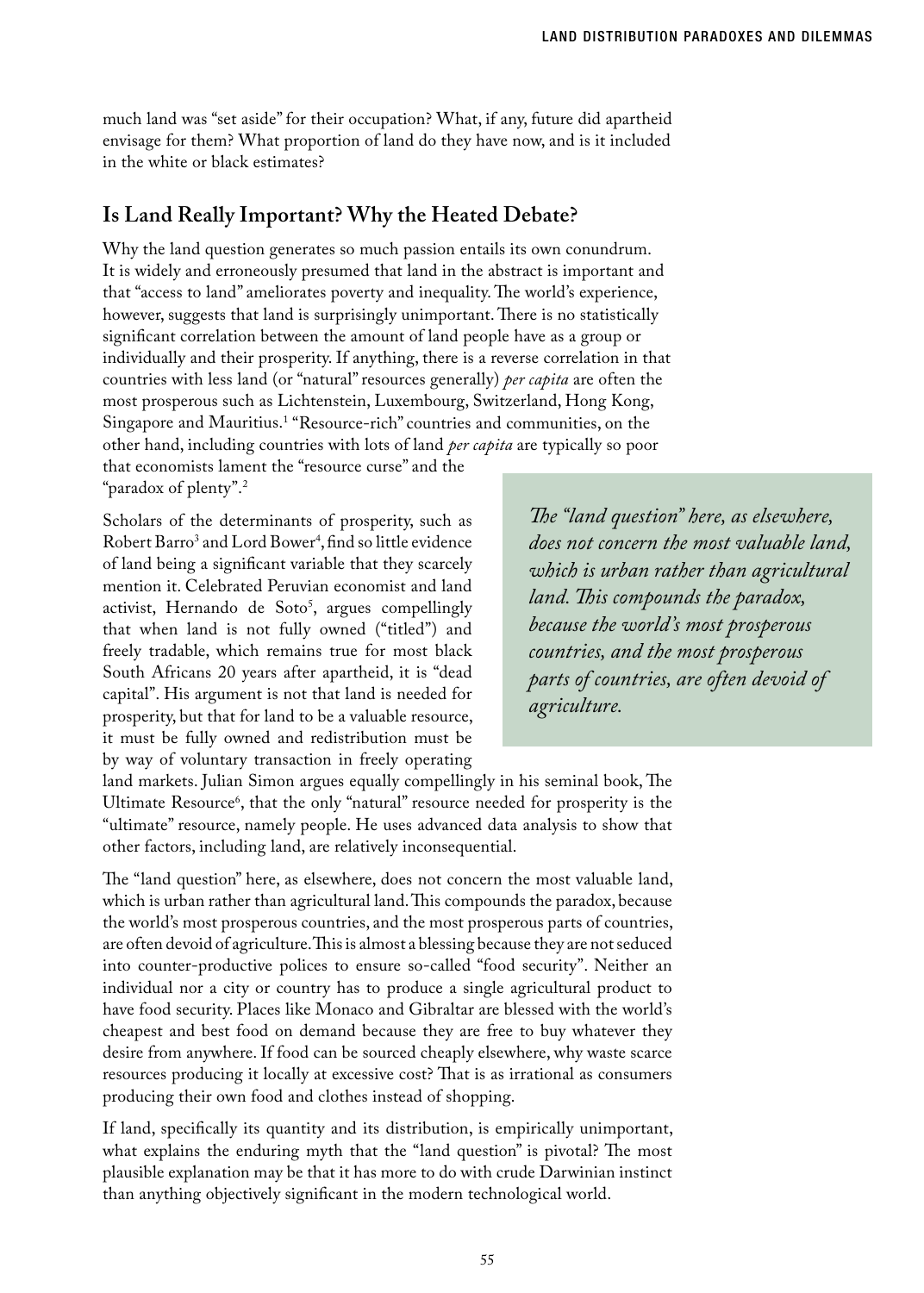much land was "set aside" for their occupation? What, if any, future did apartheid envisage for them? What proportion of land do they have now, and is it included in the white or black estimates?

## Is Land Really Important? Why the Heated Debate?

Why the land question generates so much passion entails its own conundrum. It is widely and erroneously presumed that land in the abstract is important and that "access to land" ameliorates poverty and inequality. The world's experience, however, suggests that land is surprisingly unimportant. There is no statistically significant correlation between the amount of land people have as a group or individually and their prosperity. If anything, there is a reverse correlation in that countries with less land (or "natural" resources generally) *per capita* are often the most prosperous such as Lichtenstein, Luxembourg, Switzerland, Hong Kong, Singapore and Mauritius.[1] "Resource-rich" countries and communities, on the other hand, including countries with lots of land *per capita* are typically so poor that economists lament the "resource curse" and the "paradox of plenty".[2]

Scholars of the determinants of prosperity, such as Robert Barro[3] and Lord Bower[4], find so little evidence of land being a significant variable that they scarcely mention it. Celebrated Peruvian economist and land activist, Hernando de Soto[5], argues compellingly that when land is not fully owned ("titled") and freely tradable, which remains true for most black South Africans 20 years after apartheid, it is "dead capital". His argument is not that land is needed for prosperity, but that for land to be a valuable resource, it must be fully owned and redistribution must be by way of voluntary transaction in freely operating land markets. Julian Simon argues equally compellingly in his seminal book, The Ultimate Resource[6], that the only "natural" resource needed for prosperity is the "ultimate" resource, namely people. He uses advanced data analysis to show that other factors, including land, are relatively inconsequential.

> *The "land question" here, as elsewhere, does not concern the most valuable land, which is urban rather than agricultural land. This compounds the paradox, because the world's most prosperous countries, and the most prosperous parts of countries, are often devoid of agriculture.*

The "land question" here, as elsewhere, does not concern the most valuable land, which is urban rather than agricultural land. This compounds the paradox, because the world's most prosperous countries, and the most prosperous parts of countries, are often devoid of agriculture. This is almost a blessing because they are not seduced into counter-productive polices to ensure so-called "food security". Neither an individual nor a city or country has to produce a single agricultural product to have food security. Places like Monaco and Gibraltar are blessed with the world's cheapest and best food on demand because they are free to buy whatever they desire from anywhere. If food can be sourced cheaply elsewhere, why waste scarce resources producing it locally at excessive cost? That is as irrational as consumers producing their own food and clothes instead of shopping.

If land, specifically its quantity and its distribution, is empirically unimportant, what explains the enduring myth that the "land question" is pivotal? The most plausible explanation may be that it has more to do with crude Darwinian instinct than anything objectively significant in the modern technological world.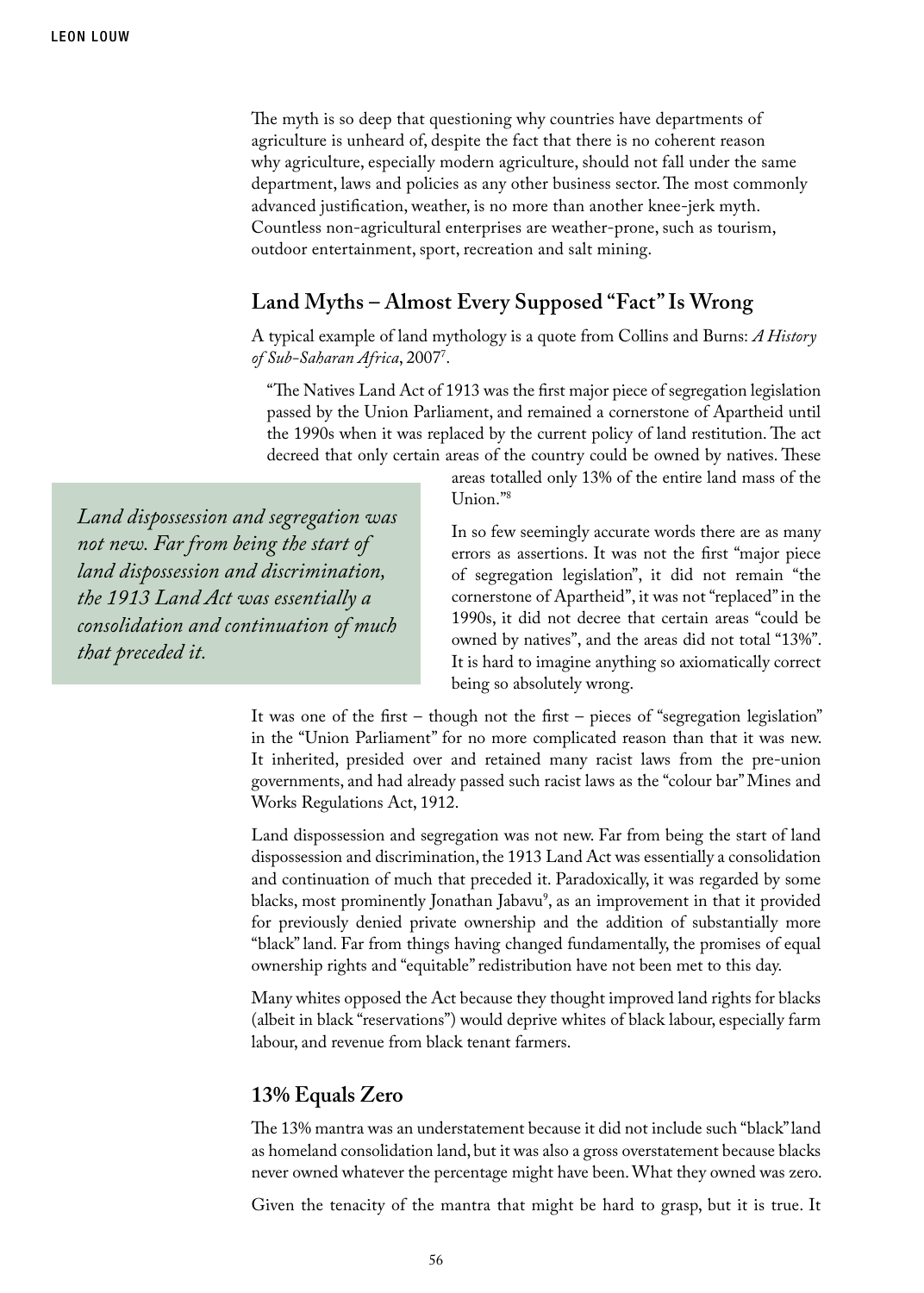The myth is so deep that questioning why countries have departments of agriculture is unheard of, despite the fact that there is no coherent reason why agriculture, especially modern agriculture, should not fall under the same department, laws and policies as any other business sector. The most commonly advanced justification, weather, is no more than another knee-jerk myth. Countless non-agricultural enterprises are weather-prone, such as tourism, outdoor entertainment, sport, recreation and salt mining.

## Land Myths – Almost Every Supposed "Fact" Is Wrong

A typical example of land mythology is a quote from Collins and Burns: *A History of Sub-Saharan Africa*, 2007[7].

> "The Natives Land Act of 1913 was the first major piece of segregation legislation passed by the Union Parliament, and remained a cornerstone of Apartheid until the 1990s when it was replaced by the current policy of land restitution. The act decreed that only certain areas of the country could be owned by natives. These areas totalled only 13% of the entire land mass of the Union."[8]

> *Land dispossession and segregation was not new. Far from being the start of land dispossession and discrimination, the 1913 Land Act was essentially a consolidation and continuation of much that preceded it.*

In so few seemingly accurate words there are as many errors as assertions. It was not the first "major piece of segregation legislation", it did not remain "the cornerstone of Apartheid", it was not "replaced" in the 1990s, it did not decree that certain areas "could be owned by natives", and the areas did not total "13%". It is hard to imagine anything so axiomatically correct being so absolutely wrong.

It was one of the first – though not the first – pieces of "segregation legislation" in the "Union Parliament" for no more complicated reason than that it was new. It inherited, presided over and retained many racist laws from the pre-union governments, and had already passed such racist laws as the "colour bar" Mines and Works Regulations Act, 1912.

Land dispossession and segregation was not new. Far from being the start of land dispossession and discrimination, the 1913 Land Act was essentially a consolidation and continuation of much that preceded it. Paradoxically, it was regarded by some blacks, most prominently Jonathan Jabavu[9], as an improvement in that it provided for previously denied private ownership and the addition of substantially more "black" land. Far from things having changed fundamentally, the promises of equal ownership rights and "equitable" redistribution have not been met to this day.

Many whites opposed the Act because they thought improved land rights for blacks (albeit in black "reservations") would deprive whites of black labour, especially farm labour, and revenue from black tenant farmers.

## 13% Equals Zero

The 13% mantra was an understatement because it did not include such "black" land as homeland consolidation land, but it was also a gross overstatement because blacks never owned whatever the percentage might have been. What they owned was zero.

Given the tenacity of the mantra that might be hard to grasp, but it is true. It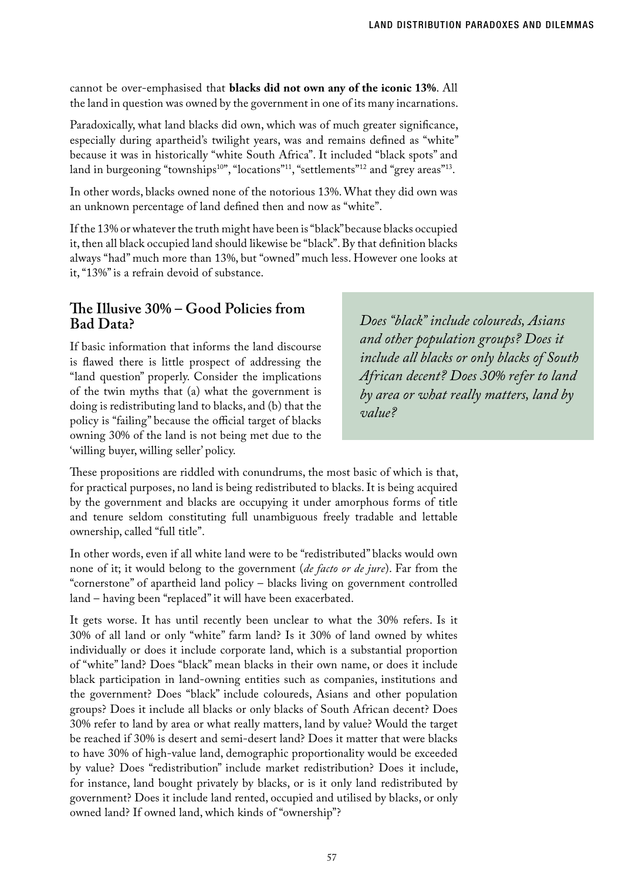cannot be over-emphasised that **blacks did not own any of the iconic 13%**. All the land in question was owned by the government in one of its many incarnations.

Paradoxically, what land blacks did own, which was of much greater significance, especially during apartheid's twilight years, was and remains defined as "white" because it was in historically "white South Africa". It included "black spots" and land in burgeoning "townships[10]", "locations"[11], "settlements"[12] and "grey areas"[13].

In other words, blacks owned none of the notorious 13%. What they did own was an unknown percentage of land defined then and now as "white".

If the 13% or whatever the truth might have been is "black" because blacks occupied it, then all black occupied land should likewise be "black". By that definition blacks always "had" much more than 13%, but "owned" much less. However one looks at it, "13%" is a refrain devoid of substance.

## The Illusive 30% – Good Policies from Bad Data?

If basic information that informs the land discourse is flawed there is little prospect of addressing the "land question" properly. Consider the implications of the twin myths that (a) what the government is doing is redistributing land to blacks, and (b) that the policy is "failing" because the official target of blacks owning 30% of the land is not being met due to the 'willing buyer, willing seller' policy.

*Does "black" include coloureds, Asians and other population groups? Does it include all blacks or only blacks of South African decent? Does 30% refer to land by area or what really matters, land by value?*

These propositions are riddled with conundrums, the most basic of which is that, for practical purposes, no land is being redistributed to blacks. It is being acquired by the government and blacks are occupying it under amorphous forms of title and tenure seldom constituting full unambiguous freely tradable and lettable ownership, called "full title".

In other words, even if all white land were to be "redistributed" blacks would own none of it; it would belong to the government (*de facto or de jure*). Far from the "cornerstone" of apartheid land policy – blacks living on government controlled land – having been "replaced" it will have been exacerbated.

It gets worse. It has until recently been unclear to what the 30% refers. Is it 30% of all land or only "white" farm land? Is it 30% of land owned by whites individually or does it include corporate land, which is a substantial proportion of "white" land? Does "black" mean blacks in their own name, or does it include black participation in land-owning entities such as companies, institutions and the government? Does "black" include coloureds, Asians and other population groups? Does it include all blacks or only blacks of South African decent? Does 30% refer to land by area or what really matters, land by value? Would the target be reached if 30% is desert and semi-desert land? Does it matter that were blacks to have 30% of high-value land, demographic proportionality would be exceeded by value? Does "redistribution" include market redistribution? Does it include, for instance, land bought privately by blacks, or is it only land redistributed by government? Does it include land rented, occupied and utilised by blacks, or only owned land? If owned land, which kinds of "ownership"?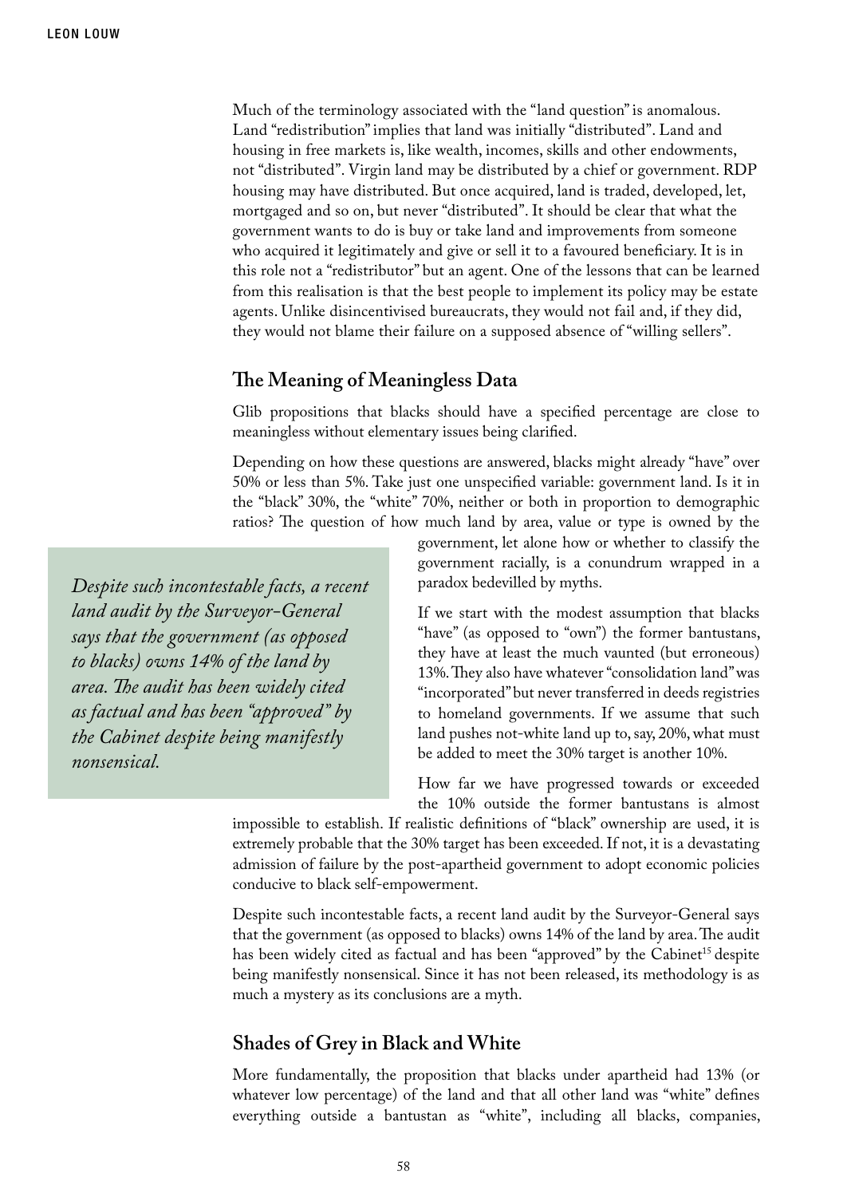Much of the terminology associated with the "land question" is anomalous. Land "redistribution" implies that land was initially "distributed". Land and housing in free markets is, like wealth, incomes, skills and other endowments, not "distributed". Virgin land may be distributed by a chief or government. RDP housing may have distributed. But once acquired, land is traded, developed, let, mortgaged and so on, but never "distributed". It should be clear that what the government wants to do is buy or take land and improvements from someone who acquired it legitimately and give or sell it to a favoured beneficiary. It is in this role not a "redistributor" but an agent. One of the lessons that can be learned from this realisation is that the best people to implement its policy may be estate agents. Unlike disincentivised bureaucrats, they would not fail and, if they did, they would not blame their failure on a supposed absence of "willing sellers".

## The Meaning of Meaningless Data

Glib propositions that blacks should have a specified percentage are close to meaningless without elementary issues being clarified.

Depending on how these questions are answered, blacks might already "have" over 50% or less than 5%. Take just one unspecified variable: government land. Is it in the "black" 30%, the "white" 70%, neither or both in proportion to demographic ratios? The question of how much land by area, value or type is owned by the government, let alone how or whether to classify the government racially, is a conundrum wrapped in a paradox bedevilled by myths.

> *Despite such incontestable facts, a recent land audit by the Surveyor-General says that the government (as opposed to blacks) owns 14% of the land by area. The audit has been widely cited as factual and has been "approved" by the Cabinet despite being manifestly nonsensical.*

If we start with the modest assumption that blacks "have" (as opposed to "own") the former bantustans, they have at least the much vaunted (but erroneous) 13%. They also have whatever "consolidation land" was "incorporated" but never transferred in deeds registries to homeland governments. If we assume that such land pushes not-white land up to, say, 20%, what must be added to meet the 30% target is another 10%.

How far we have progressed towards or exceeded the 10% outside the former bantustans is almost impossible to establish. If realistic definitions of "black" ownership are used, it is extremely probable that the 30% target has been exceeded. If not, it is a devastating admission of failure by the post-apartheid government to adopt economic policies conducive to black self-empowerment.

Despite such incontestable facts, a recent land audit by the Surveyor-General says that the government (as opposed to blacks) owns 14% of the land by area. The audit has been widely cited as factual and has been "approved" by the Cabinet[15] despite being manifestly nonsensical. Since it has not been released, its methodology is as much a mystery as its conclusions are a myth.

## Shades of Grey in Black and White

More fundamentally, the proposition that blacks under apartheid had 13% (or whatever low percentage) of the land and that all other land was "white" defines everything outside a bantustan as "white", including all blacks, companies,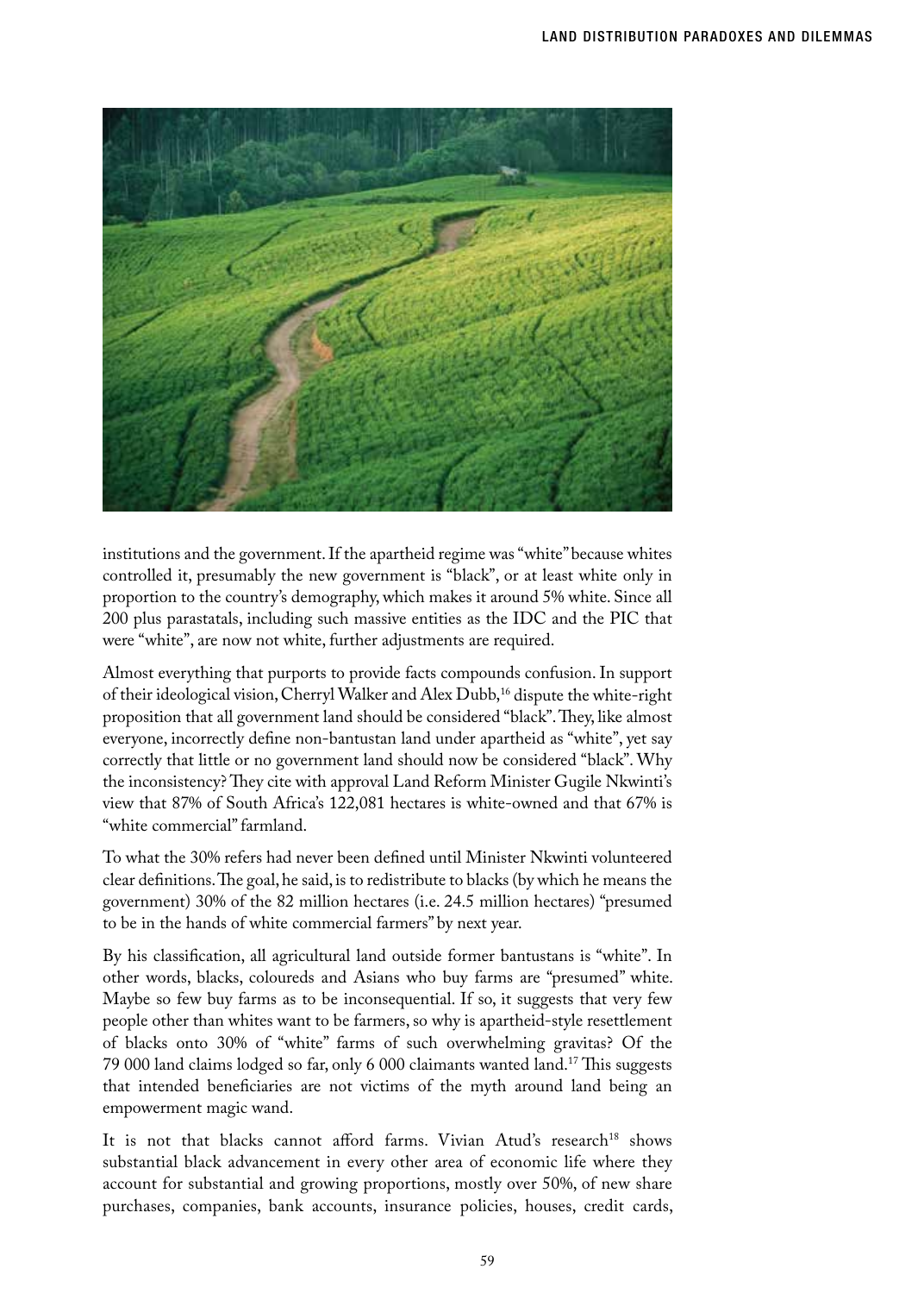institutions and the government. If the apartheid regime was "white" because whites controlled it, presumably the new government is "black", or at least white only in proportion to the country's demography, which makes it around 5% white. Since all 200 plus parastatals, including such massive entities as the IDC and the PIC that were "white", are now not white, further adjustments are required.

Almost everything that purports to provide facts compounds confusion. In support of their ideological vision, Cherryl Walker and Alex Dubb,[16] dispute the white-right proposition that all government land should be considered "black". They, like almost everyone, incorrectly define non-bantustan land under apartheid as "white", yet say correctly that little or no government land should now be considered "black". Why the inconsistency? They cite with approval Land Reform Minister Gugile Nkwinti's view that 87% of South Africa's 122,081 hectares is white-owned and that 67% is "white commercial" farmland.

To what the 30% refers had never been defined until Minister Nkwinti volunteered clear definitions. The goal, he said, is to redistribute to blacks (by which he means the government) 30% of the 82 million hectares (i.e. 24.5 million hectares) "presumed to be in the hands of white commercial farmers" by next year.

By his classification, all agricultural land outside former bantustans is "white". In other words, blacks, coloureds and Asians who buy farms are "presumed" white. Maybe so few buy farms as to be inconsequential. If so, it suggests that very few people other than whites want to be farmers, so why is apartheid-style resettlement of blacks onto 30% of "white" farms of such overwhelming gravitas? Of the 79 000 land claims lodged so far, only 6 000 claimants wanted land.[17] This suggests that intended beneficiaries are not victims of the myth around land being an empowerment magic wand.

It is not that blacks cannot afford farms. Vivian Atud's research[18] shows substantial black advancement in every other area of economic life where they account for substantial and growing proportions, mostly over 50%, of new share purchases, companies, bank accounts, insurance policies, houses, credit cards,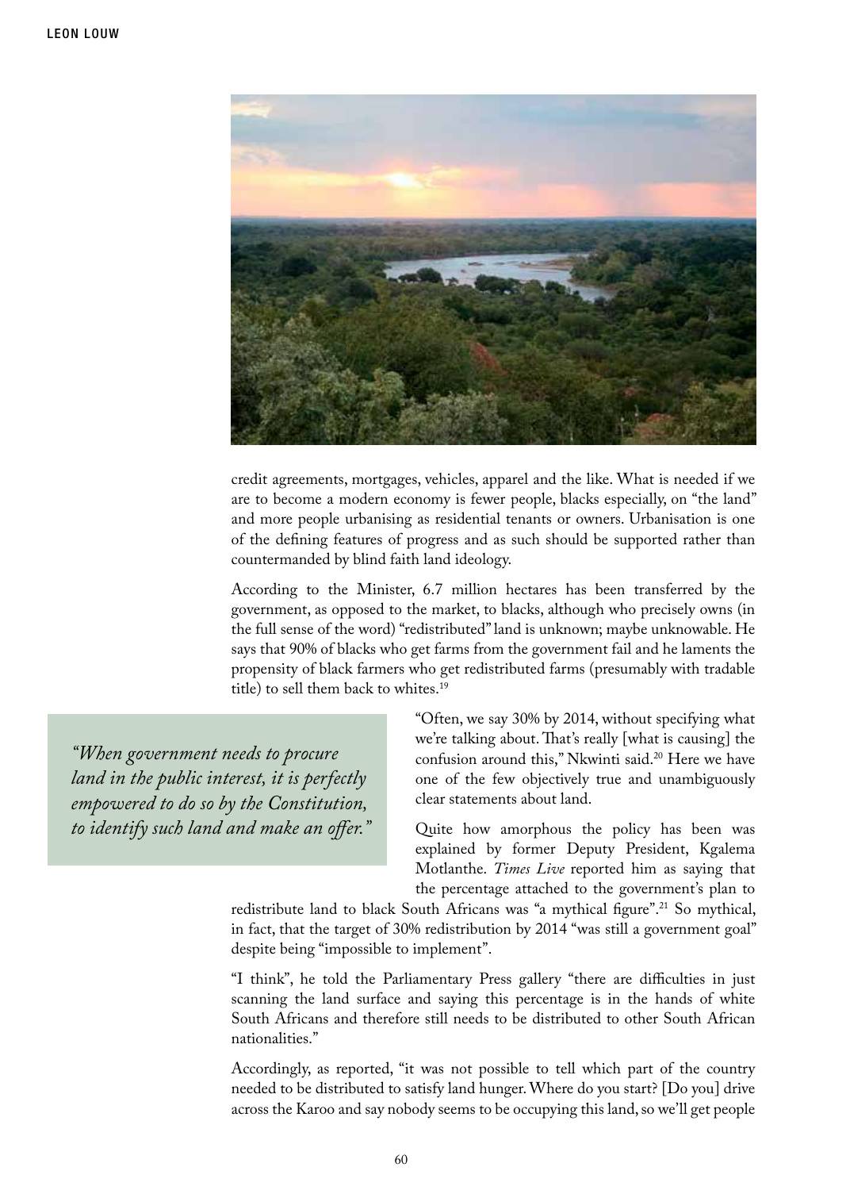credit agreements, mortgages, vehicles, apparel and the like. What is needed if we are to become a modern economy is fewer people, blacks especially, on "the land" and more people urbanising as residential tenants or owners. Urbanisation is one of the defining features of progress and as such should be supported rather than countermanded by blind faith land ideology.

According to the Minister, 6.7 million hectares has been transferred by the government, as opposed to the market, to blacks, although who precisely owns (in the full sense of the word) "redistributed" land is unknown; maybe unknowable. He says that 90% of blacks who get farms from the government fail and he laments the propensity of black farmers who get redistributed farms (presumably with tradable title) to sell them back to whites.[19]

> *"When government needs to procure land in the public interest, it is perfectly empowered to do so by the Constitution, to identify such land and make an offer."*

"Often, we say 30% by 2014, without specifying what we're talking about. That's really [what is causing] the confusion around this," Nkwinti said.[20] Here we have one of the few objectively true and unambiguously clear statements about land.

Quite how amorphous the policy has been was explained by former Deputy President, Kgalema Motlanthe. *Times Live* reported him as saying that the percentage attached to the government's plan to redistribute land to black South Africans was "a mythical figure".[21] So mythical, in fact, that the target of 30% redistribution by 2014 "was still a government goal" despite being "impossible to implement".

"I think", he told the Parliamentary Press gallery "there are difficulties in just scanning the land surface and saying this percentage is in the hands of white South Africans and therefore still needs to be distributed to other South African nationalities."

Accordingly, as reported, "it was not possible to tell which part of the country needed to be distributed to satisfy land hunger. Where do you start? [Do you] drive across the Karoo and say nobody seems to be occupying this land, so we'll get people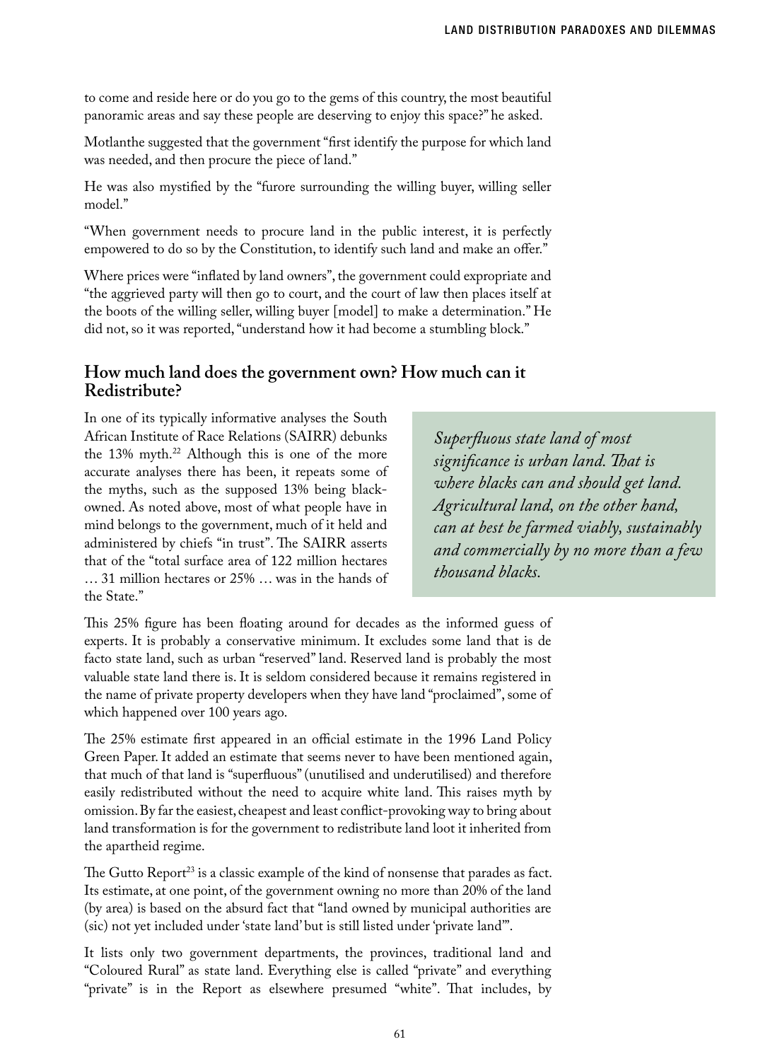to come and reside here or do you go to the gems of this country, the most beautiful panoramic areas and say these people are deserving to enjoy this space?" he asked.

Motlanthe suggested that the government "first identify the purpose for which land was needed, and then procure the piece of land."

He was also mystified by the "furore surrounding the willing buyer, willing seller model."

"When government needs to procure land in the public interest, it is perfectly empowered to do so by the Constitution, to identify such land and make an offer."

Where prices were "inflated by land owners", the government could expropriate and "the aggrieved party will then go to court, and the court of law then places itself at the boots of the willing seller, willing buyer [model] to make a determination." He did not, so it was reported, "understand how it had become a stumbling block."

## How much land does the government own? How much can it Redistribute?

In one of its typically informative analyses the South African Institute of Race Relations (SAIRR) debunks the 13% myth.[22] Although this is one of the more accurate analyses there has been, it repeats some of the myths, such as the supposed 13% being black-owned. As noted above, most of what people have in mind belongs to the government, much of it held and administered by chiefs "in trust". The SAIRR asserts that of the "total surface area of 122 million hectares … 31 million hectares or 25% … was in the hands of the State."

> *Superfluous state land of most significance is urban land. That is where blacks can and should get land. Agricultural land, on the other hand, can at best be farmed viably, sustainably and commercially by no more than a few thousand blacks.*

This 25% figure has been floating around for decades as the informed guess of experts. It is probably a conservative minimum. It excludes some land that is de facto state land, such as urban "reserved" land. Reserved land is probably the most valuable state land there is. It is seldom considered because it remains registered in the name of private property developers when they have land "proclaimed", some of which happened over 100 years ago.

The 25% estimate first appeared in an official estimate in the 1996 Land Policy Green Paper. It added an estimate that seems never to have been mentioned again, that much of that land is "superfluous" (unutilised and underutilised) and therefore easily redistributed without the need to acquire white land. This raises myth by omission. By far the easiest, cheapest and least conflict-provoking way to bring about land transformation is for the government to redistribute land loot it inherited from the apartheid regime.

The Gutto Report[23] is a classic example of the kind of nonsense that parades as fact. Its estimate, at one point, of the government owning no more than 20% of the land (by area) is based on the absurd fact that "land owned by municipal authorities are (sic) not yet included under 'state land' but is still listed under 'private land'".

It lists only two government departments, the provinces, traditional land and "Coloured Rural" as state land. Everything else is called "private" and everything "private" is in the Report as elsewhere presumed "white". That includes, by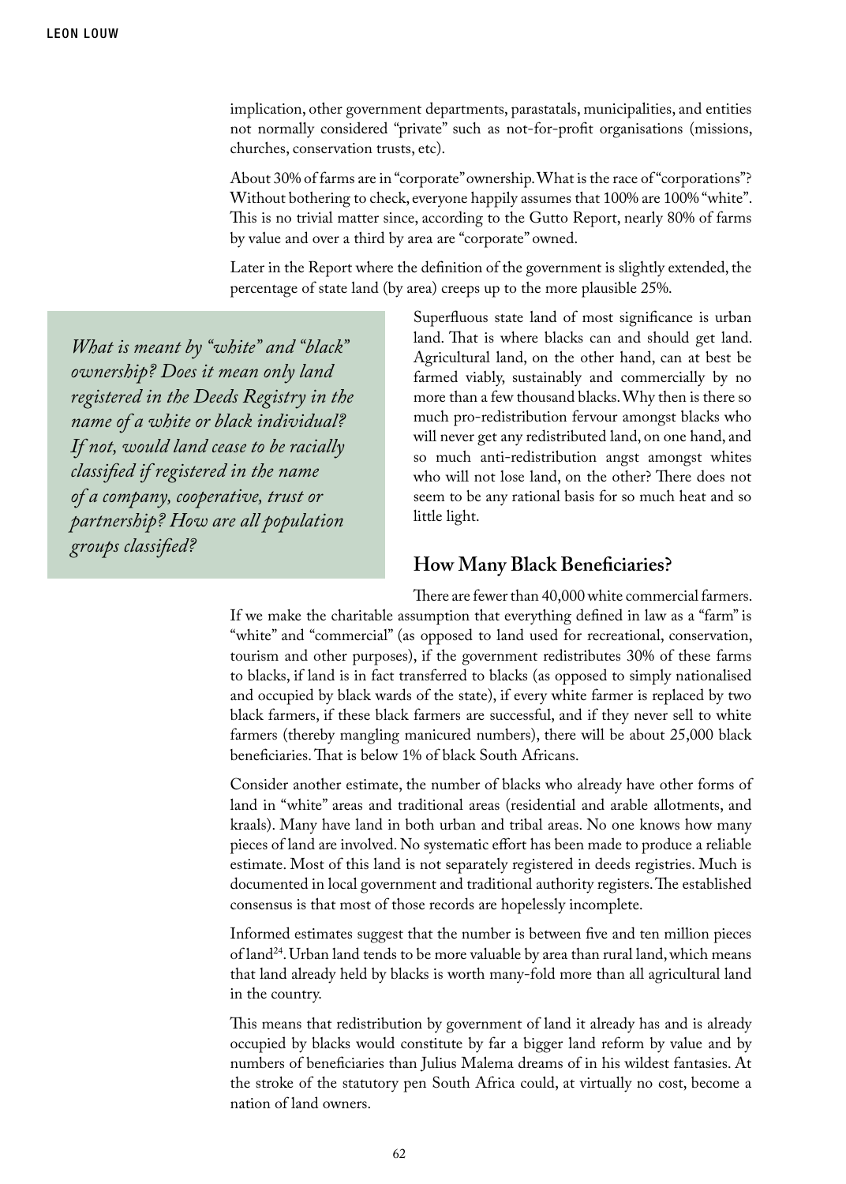implication, other government departments, parastatals, municipalities, and entities not normally considered "private" such as not-for-profit organisations (missions, churches, conservation trusts, etc).

About 30% of farms are in "corporate" ownership. What is the race of "corporations"? Without bothering to check, everyone happily assumes that 100% are 100% "white". This is no trivial matter since, according to the Gutto Report, nearly 80% of farms by value and over a third by area are "corporate" owned.

Later in the Report where the definition of the government is slightly extended, the percentage of state land (by area) creeps up to the more plausible 25%.

> *What is meant by "white" and "black" ownership? Does it mean only land registered in the Deeds Registry in the name of a white or black individual? If not, would land cease to be racially classified if registered in the name of a company, cooperative, trust or partnership? How are all population groups classified?*

Superfluous state land of most significance is urban land. That is where blacks can and should get land. Agricultural land, on the other hand, can at best be farmed viably, sustainably and commercially by no more than a few thousand blacks. Why then is there so much pro-redistribution fervour amongst blacks who will never get any redistributed land, on one hand, and so much anti-redistribution angst amongst whites who will not lose land, on the other? There does not seem to be any rational basis for so much heat and so little light.

## How Many Black Beneficiaries?

There are fewer than 40,000 white commercial farmers. If we make the charitable assumption that everything defined in law as a "farm" is "white" and "commercial" (as opposed to land used for recreational, conservation, tourism and other purposes), if the government redistributes 30% of these farms to blacks, if land is in fact transferred to blacks (as opposed to simply nationalised and occupied by black wards of the state), if every white farmer is replaced by two black farmers, if these black farmers are successful, and if they never sell to white farmers (thereby mangling manicured numbers), there will be about 25,000 black beneficiaries. That is below 1% of black South Africans.

Consider another estimate, the number of blacks who already have other forms of land in "white" areas and traditional areas (residential and arable allotments, and kraals). Many have land in both urban and tribal areas. No one knows how many pieces of land are involved. No systematic effort has been made to produce a reliable estimate. Most of this land is not separately registered in deeds registries. Much is documented in local government and traditional authority registers. The established consensus is that most of those records are hopelessly incomplete.

Informed estimates suggest that the number is between five and ten million pieces of land[24]. Urban land tends to be more valuable by area than rural land, which means that land already held by blacks is worth many-fold more than all agricultural land in the country.

This means that redistribution by government of land it already has and is already occupied by blacks would constitute by far a bigger land reform by value and by numbers of beneficiaries than Julius Malema dreams of in his wildest fantasies. At the stroke of the statutory pen South Africa could, at virtually no cost, become a nation of land owners.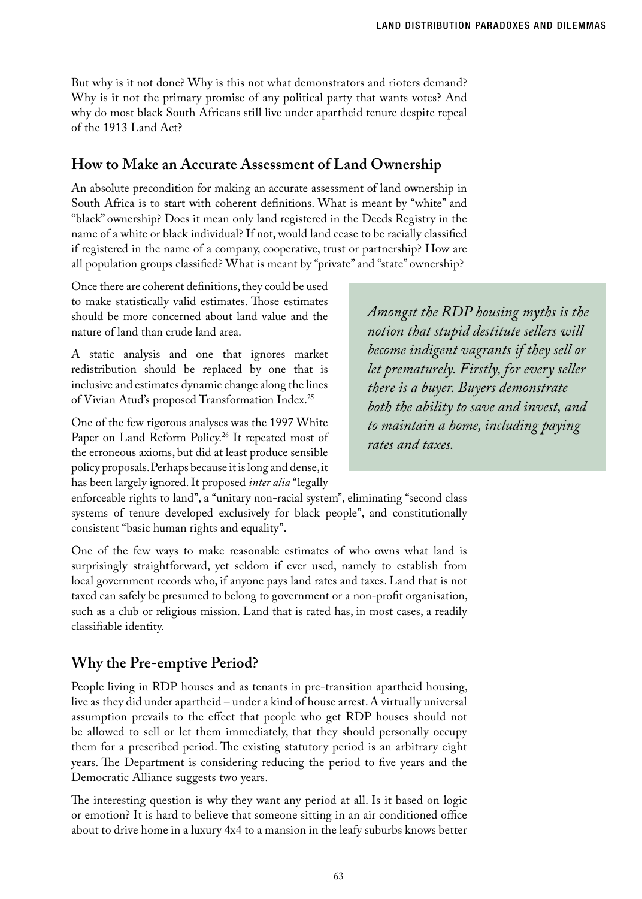But why is it not done? Why is this not what demonstrators and rioters demand? Why is it not the primary promise of any political party that wants votes? And why do most black South Africans still live under apartheid tenure despite repeal of the 1913 Land Act?

## How to Make an Accurate Assessment of Land Ownership

An absolute precondition for making an accurate assessment of land ownership in South Africa is to start with coherent definitions. What is meant by "white" and "black" ownership? Does it mean only land registered in the Deeds Registry in the name of a white or black individual? If not, would land cease to be racially classified if registered in the name of a company, cooperative, trust or partnership? How are all population groups classified? What is meant by "private" and "state" ownership?

Once there are coherent definitions, they could be used to make statistically valid estimates. Those estimates should be more concerned about land value and the nature of land than crude land area.

A static analysis and one that ignores market redistribution should be replaced by one that is inclusive and estimates dynamic change along the lines of Vivian Atud's proposed Transformation Index.[25]

One of the few rigorous analyses was the 1997 White Paper on Land Reform Policy.[26] It repeated most of the erroneous axioms, but did at least produce sensible policy proposals. Perhaps because it is long and dense, it has been largely ignored. It proposed *inter alia* "legally enforceable rights to land", a "unitary non-racial system", eliminating "second class systems of tenure developed exclusively for black people", and constitutionally consistent "basic human rights and equality".

> *Amongst the RDP housing myths is the notion that stupid destitute sellers will become indigent vagrants if they sell or let prematurely. Firstly, for every seller there is a buyer. Buyers demonstrate both the ability to save and invest, and to maintain a home, including paying rates and taxes.*

One of the few ways to make reasonable estimates of who owns what land is surprisingly straightforward, yet seldom if ever used, namely to establish from local government records who, if anyone pays land rates and taxes. Land that is not taxed can safely be presumed to belong to government or a non-profit organisation, such as a club or religious mission. Land that is rated has, in most cases, a readily classifiable identity.

## Why the Pre-emptive Period?

People living in RDP houses and as tenants in pre-transition apartheid housing, live as they did under apartheid – under a kind of house arrest. A virtually universal assumption prevails to the effect that people who get RDP houses should not be allowed to sell or let them immediately, that they should personally occupy them for a prescribed period. The existing statutory period is an arbitrary eight years. The Department is considering reducing the period to five years and the Democratic Alliance suggests two years.

The interesting question is why they want any period at all. Is it based on logic or emotion? It is hard to believe that someone sitting in an air conditioned office about to drive home in a luxury 4x4 to a mansion in the leafy suburbs knows better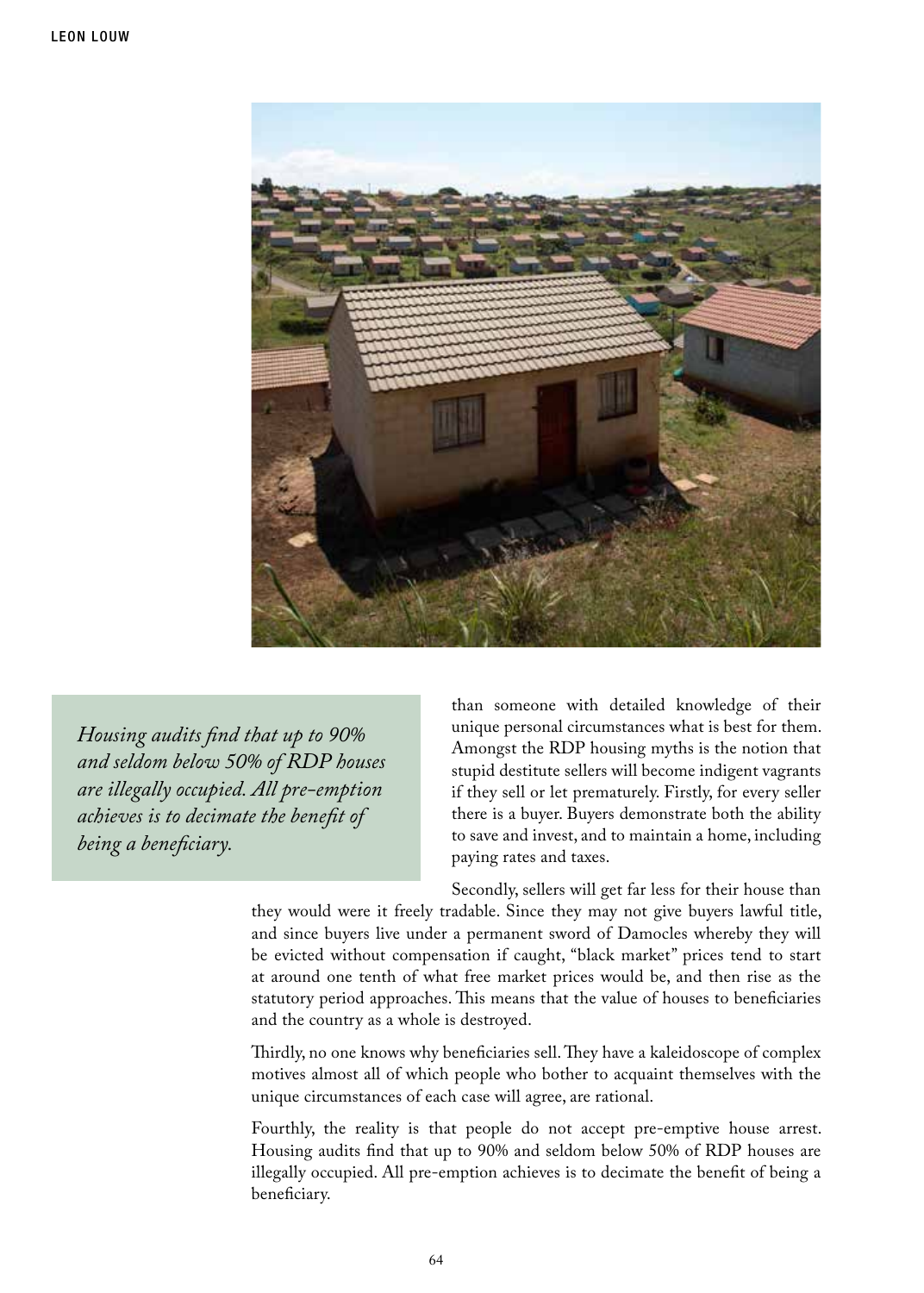> *Housing audits find that up to 90% and seldom below 50% of RDP houses are illegally occupied. All pre-emption achieves is to decimate the benefit of being a beneficiary.*

than someone with detailed knowledge of their unique personal circumstances what is best for them. Amongst the RDP housing myths is the notion that stupid destitute sellers will become indigent vagrants if they sell or let prematurely. Firstly, for every seller there is a buyer. Buyers demonstrate both the ability to save and invest, and to maintain a home, including paying rates and taxes.

Secondly, sellers will get far less for their house than they would were it freely tradable. Since they may not give buyers lawful title, and since buyers live under a permanent sword of Damocles whereby they will be evicted without compensation if caught, "black market" prices tend to start at around one tenth of what free market prices would be, and then rise as the statutory period approaches. This means that the value of houses to beneficiaries and the country as a whole is destroyed.

Thirdly, no one knows why beneficiaries sell. They have a kaleidoscope of complex motives almost all of which people who bother to acquaint themselves with the unique circumstances of each case will agree, are rational.

Fourthly, the reality is that people do not accept pre-emptive house arrest. Housing audits find that up to 90% and seldom below 50% of RDP houses are illegally occupied. All pre-emption achieves is to decimate the benefit of being a beneficiary.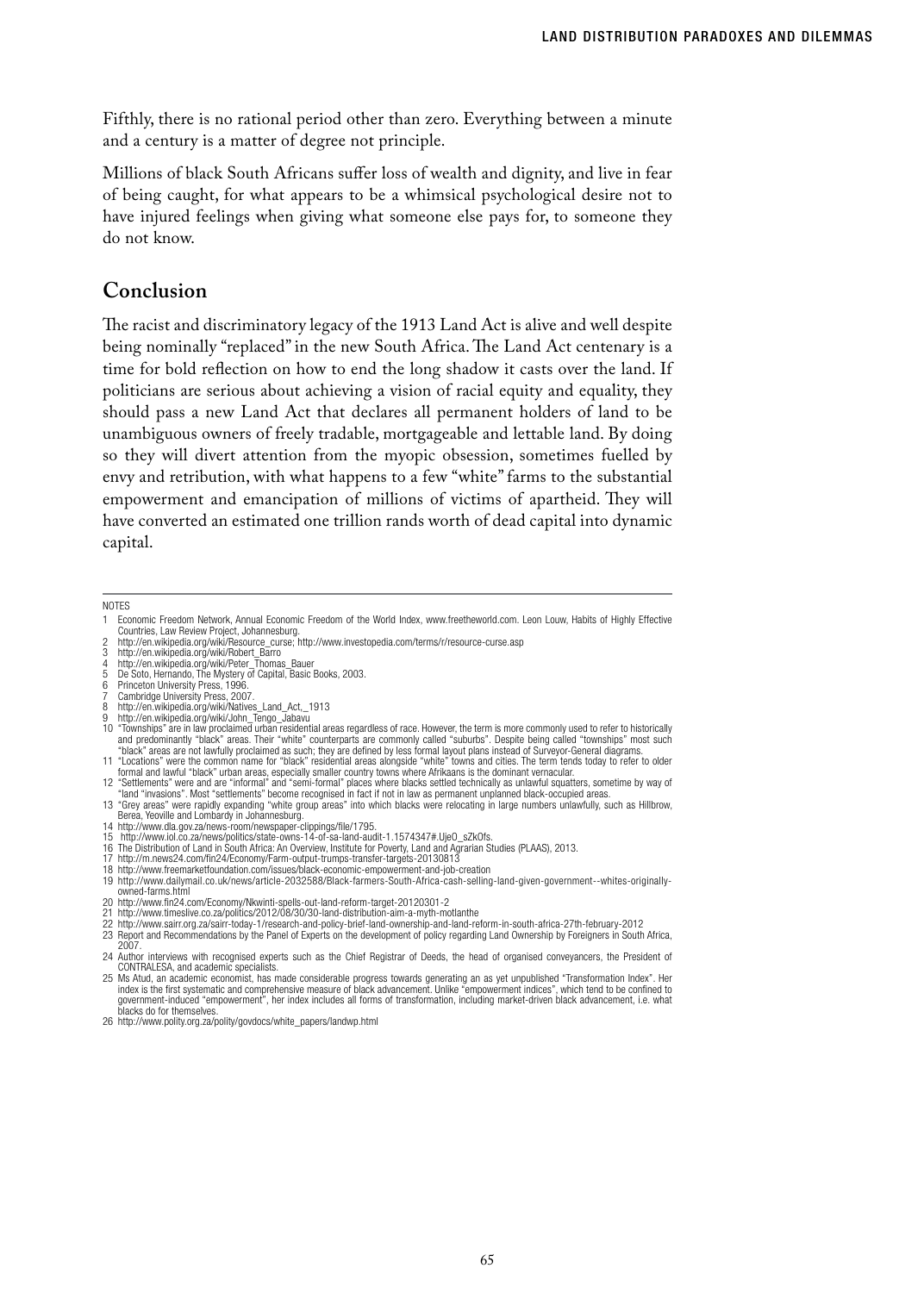Fifthly, there is no rational period other than zero. Everything between a minute and a century is a matter of degree not principle.

Millions of black South Africans suffer loss of wealth and dignity, and live in fear of being caught, for what appears to be a whimsical psychological desire not to have injured feelings when giving what someone else pays for, to someone they do not know.

## Conclusion

The racist and discriminatory legacy of the 1913 Land Act is alive and well despite being nominally "replaced" in the new South Africa. The Land Act centenary is a time for bold reflection on how to end the long shadow it casts over the land. If politicians are serious about achieving a vision of racial equity and equality, they should pass a new Land Act that declares all permanent holders of land to be unambiguous owners of freely tradable, mortgageable and lettable land. By doing so they will divert attention from the myopic obsession, sometimes fuelled by envy and retribution, with what happens to a few "white" farms to the substantial empowerment and emancipation of millions of victims of apartheid. They will have converted an estimated one trillion rands worth of dead capital into dynamic capital.

---

NOTES

1. Economic Freedom Network, Annual Economic Freedom of the World Index, www.freetheworld.com. Leon Louw, Habits of Highly Effective Countries, Law Review Project, Johannesburg.
2. http://en.wikipedia.org/wiki/Resource_curse; http://www.investopedia.com/terms/r/resource-curse.asp
3. http://en.wikipedia.org/wiki/Robert_Barro
4. http://en.wikipedia.org/wiki/Peter_Thomas_Bauer
5. De Soto, Hernando, The Mystery of Capital, Basic Books, 2003.
6. Princeton University Press, 1996.
7. Cambridge University Press, 2007.
8. http://en.wikipedia.org/wiki/Natives_Land_Act,_1913
9. http://en.wikipedia.org/wiki/John_Tengo_Jabavu
10. "Townships" are in law proclaimed urban residential areas regardless of race. However, the term is more commonly used to refer to historically and predominantly "black" areas. Their "white" counterparts are commonly called "suburbs". Despite being called "townships" most such "black" areas are not lawfully proclaimed as such; they are defined by less formal layout plans instead of Surveyor-General diagrams.
11. "Locations" were the common name for "black" residential areas alongside "white" towns and cities. The term tends today to refer to older formal and lawful "black" urban areas, especially smaller country towns where Afrikaans is the dominant vernacular.
12. "Settlements" were and are "informal" and "semi-formal" places where blacks settled technically as unlawful squatters, sometime by way of "land "invasions". Most "settlements" become recognised in fact if not in law as permanent unplanned black-occupied areas.
13. "Grey areas" were rapidly expanding "white group areas" into which blacks were relocating in large numbers unlawfully, such as Hillbrow, Berea, Yeoville and Lombardy in Johannesburg.
14. http://www.dla.gov.za/news-room/newspaper-clippings/file/1795.
15. http://www.iol.co.za/news/politics/state-owns-14-of-sa-land-audit-1.1574347#.UjeO_sZkOfs.
16. The Distribution of Land in South Africa: An Overview, Institute for Poverty, Land and Agrarian Studies (PLAAS), 2013.
17. http://m.news24.com/fin24/Economy/Farm-output-trumps-transfer-targets-20130813
18. http://www.freemarketfoundation.com/issues/black-economic-empowerment-and-job-creation
19. http://www.dailymail.co.uk/news/article-2032588/Black-farmers-South-Africa-cash-selling-land-given-government--whites-originally-owned-farms.html
20. http://www.fin24.com/Economy/Nkwinti-spells-out-land-reform-target-20120301-2
21. http://www.timeslive.co.za/politics/2012/08/30/30-land-distribution-aim-a-myth-motlanthe
22. http://www.sairr.org.za/sairr-today-1/research-and-policy-brief-land-ownership-and-land-reform-in-south-africa-27th-february-2012
23. Report and Recommendations by the Panel of Experts on the development of policy regarding Land Ownership by Foreigners in South Africa, 2007.
24. Author interviews with recognised experts such as the Chief Registrar of Deeds, the head of organised conveyancers, the President of CONTRALESA, and academic specialists.
25. Ms Atud, an academic economist, has made considerable progress towards generating an as yet unpublished "Transformation Index". Her index is the first systematic and comprehensive measure of black advancement. Unlike "empowerment indices", which tend to be confined to government-induced "empowerment", her index includes all forms of transformation, including market-driven black advancement, i.e. what blacks do for themselves.
26. http://www.polity.org.za/polity/govdocs/white_papers/landwp.html